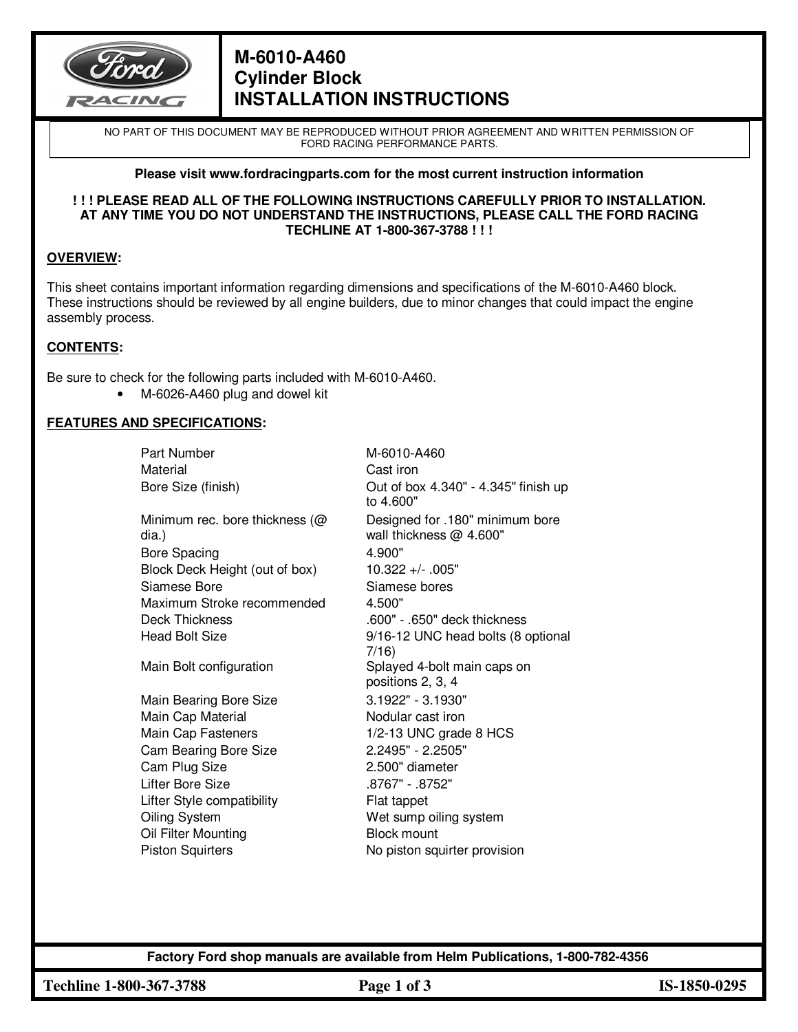# M-6010-A460
# Cylinder Block
# INSTALLATION INSTRUCTIONS

NO PART OF THIS DOCUMENT MAY BE REPRODUCED WITHOUT PRIOR AGREEMENT AND WRITTEN PERMISSION OF FORD RACING PERFORMANCE PARTS.

**Please visit www.fordracingparts.com for the most current instruction information**

**! ! ! PLEASE READ ALL OF THE FOLLOWING INSTRUCTIONS CAREFULLY PRIOR TO INSTALLATION. AT ANY TIME YOU DO NOT UNDERSTAND THE INSTRUCTIONS, PLEASE CALL THE FORD RACING TECHLINE AT 1-800-367-3788 ! ! !**

## OVERVIEW:

This sheet contains important information regarding dimensions and specifications of the M-6010-A460 block. These instructions should be reviewed by all engine builders, due to minor changes that could impact the engine assembly process.

## CONTENTS:

Be sure to check for the following parts included with M-6010-A460.

- M-6026-A460 plug and dowel kit

## FEATURES AND SPECIFICATIONS:

| | |
|---|---|
| Part Number | M-6010-A460 |
| Material | Cast iron |
| Bore Size (finish) | Out of box 4.340" - 4.345" finish up to 4.600" |
| Minimum rec. bore thickness (@ dia.) | Designed for .180" minimum bore wall thickness @ 4.600" |
| Bore Spacing | 4.900" |
| Block Deck Height (out of box) | 10.322 +/- .005" |
| Siamese Bore | Siamese bores |
| Maximum Stroke recommended | 4.500" |
| Deck Thickness | .600" - .650" deck thickness |
| Head Bolt Size | 9/16-12 UNC head bolts (8 optional 7/16) |
| Main Bolt configuration | Splayed 4-bolt main caps on positions 2, 3, 4 |
| Main Bearing Bore Size | 3.1922" - 3.1930" |
| Main Cap Material | Nodular cast iron |
| Main Cap Fasteners | 1/2-13 UNC grade 8 HCS |
| Cam Bearing Bore Size | 2.2495" - 2.2505" |
| Cam Plug Size | 2.500" diameter |
| Lifter Bore Size | .8767" - .8752" |
| Lifter Style compatibility | Flat tappet |
| Oiling System | Wet sump oiling system |
| Oil Filter Mounting | Block mount |
| Piston Squirters | No piston squirter provision |

**Factory Ford shop manuals are available from Helm Publications, 1-800-782-4356**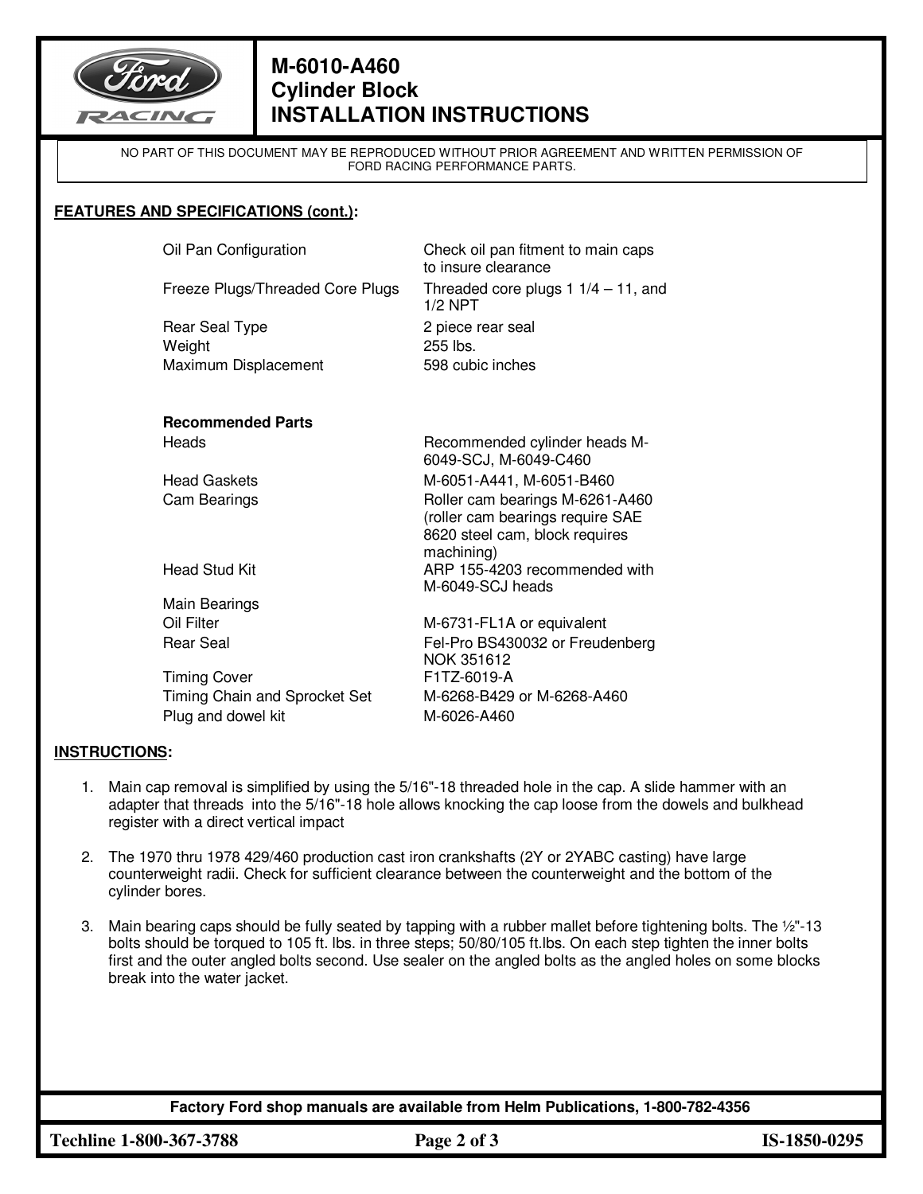FEATURES AND SPECIFICATIONS (cont.):

| | |
|---|---|
| Oil Pan Configuration | Check oil pan fitment to main caps to insure clearance |
| Freeze Plugs/Threaded Core Plugs | Threaded core plugs 1 1/4 – 11, and 1/2 NPT |
| Rear Seal Type | 2 piece rear seal |
| Weight | 255 lbs. |
| Maximum Displacement | 598 cubic inches |

| **Recommended Parts** | |
|---|---|
| Heads | Recommended cylinder heads M-6049-SCJ, M-6049-C460 |
| Head Gaskets | M-6051-A441, M-6051-B460 |
| Cam Bearings | Roller cam bearings M-6261-A460 (roller cam bearings require SAE 8620 steel cam, block requires machining) |
| Head Stud Kit | ARP 155-4203 recommended with M-6049-SCJ heads |
| Main Bearings | |
| Oil Filter | M-6731-FL1A or equivalent |
| Rear Seal | Fel-Pro BS430032 or Freudenberg NOK 351612 |
| Timing Cover | F1TZ-6019-A |
| Timing Chain and Sprocket Set | M-6268-B429 or M-6268-A460 |
| Plug and dowel kit | M-6026-A460 |

INSTRUCTIONS:

1. Main cap removal is simplified by using the 5/16"-18 threaded hole in the cap. A slide hammer with an adapter that threads into the 5/16"-18 hole allows knocking the cap loose from the dowels and bulkhead register with a direct vertical impact

2. The 1970 thru 1978 429/460 production cast iron crankshafts (2Y or 2YABC casting) have large counterweight radii. Check for sufficient clearance between the counterweight and the bottom of the cylinder bores.

3. Main bearing caps should be fully seated by tapping with a rubber mallet before tightening bolts. The ½"-13 bolts should be torqued to 105 ft. lbs. in three steps; 50/80/105 ft.lbs. On each step tighten the inner bolts first and the outer angled bolts second. Use sealer on the angled bolts as the angled holes on some blocks break into the water jacket.

Factory Ford shop manuals are available from Helm Publications, 1-800-782-4356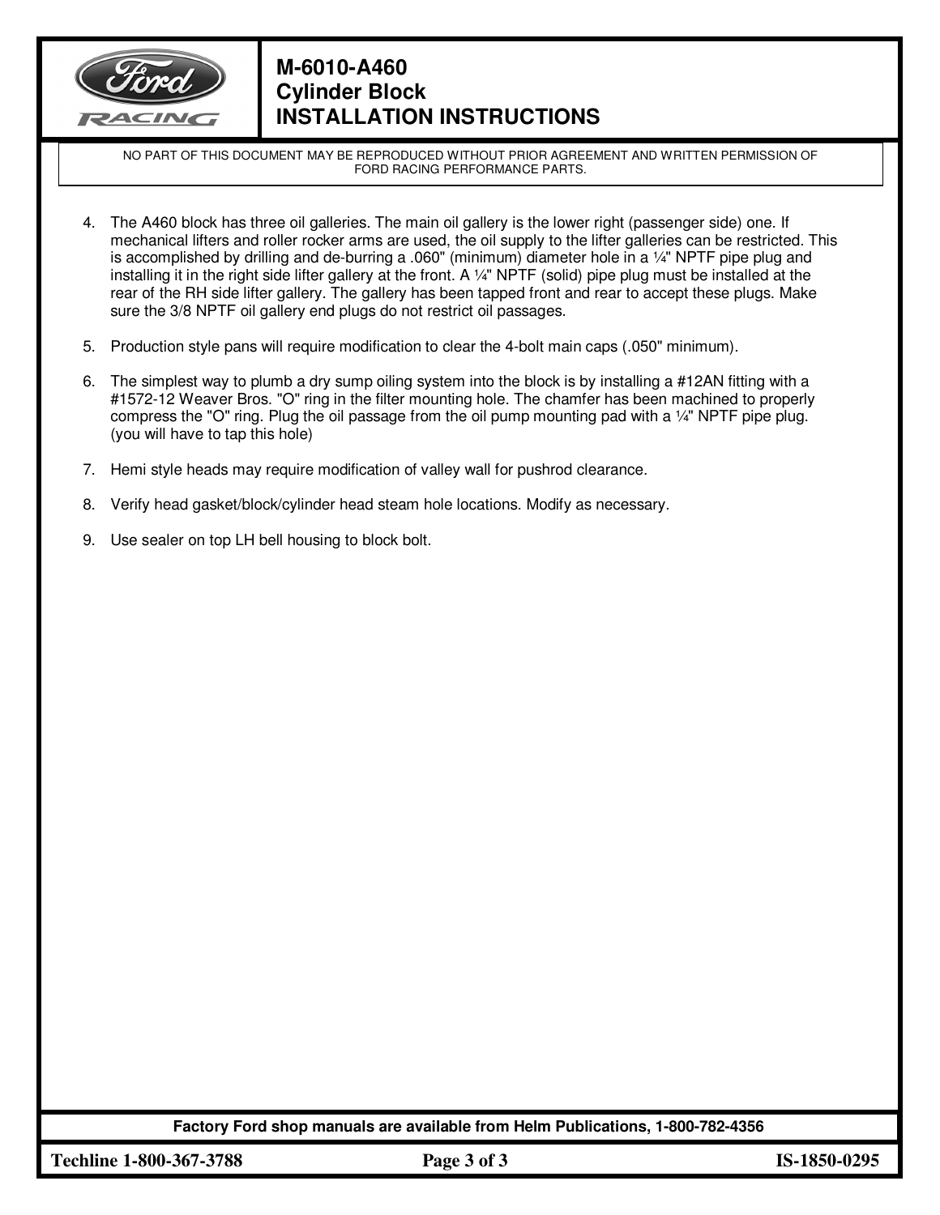4. The A460 block has three oil galleries. The main oil gallery is the lower right (passenger side) one. If mechanical lifters and roller rocker arms are used, the oil supply to the lifter galleries can be restricted. This is accomplished by drilling and de-burring a .060" (minimum) diameter hole in a ¼" NPTF pipe plug and installing it in the right side lifter gallery at the front. A ¼" NPTF (solid) pipe plug must be installed at the rear of the RH side lifter gallery. The gallery has been tapped front and rear to accept these plugs. Make sure the 3/8 NPTF oil gallery end plugs do not restrict oil passages.

5. Production style pans will require modification to clear the 4-bolt main caps (.050" minimum).

6. The simplest way to plumb a dry sump oiling system into the block is by installing a #12AN fitting with a #1572-12 Weaver Bros. "O" ring in the filter mounting hole. The chamfer has been machined to properly compress the "O" ring. Plug the oil passage from the oil pump mounting pad with a ¼" NPTF pipe plug. (you will have to tap this hole)

7. Hemi style heads may require modification of valley wall for pushrod clearance.

8. Verify head gasket/block/cylinder head steam hole locations. Modify as necessary.

9. Use sealer on top LH bell housing to block bolt.

**Factory Ford shop manuals are available from Helm Publications, 1-800-782-4356**